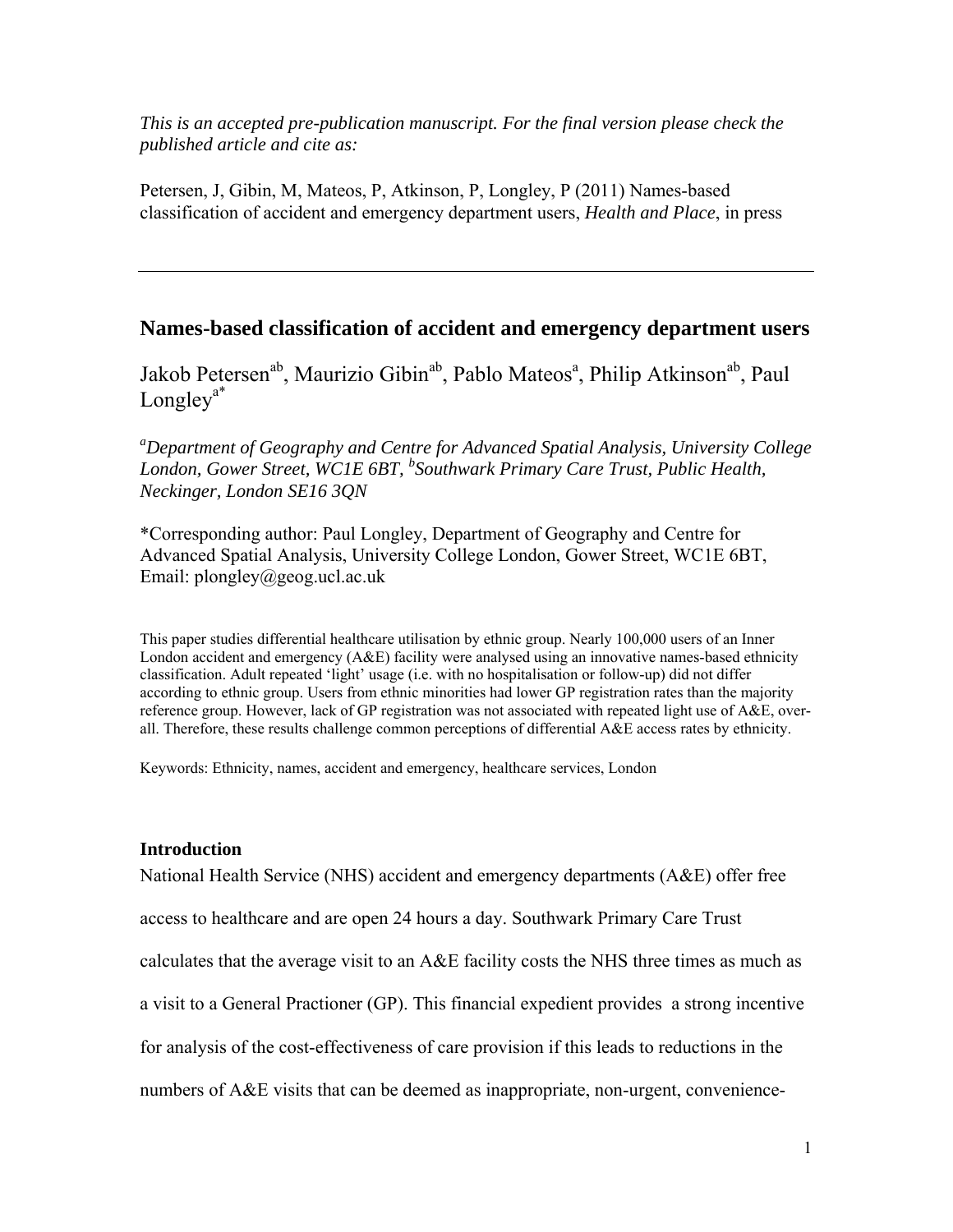*This is an accepted pre-publication manuscript. For the final version please check the published article and cite as:*

Petersen, J, Gibin, M, Mateos, P, Atkinson, P, Longley, P (2011) Names-based classification of accident and emergency department users, *Health and Place*, in press

---

## Names-based classification of accident and emergency department users

Jakob Petersen[ab], Maurizio Gibin[ab], Pablo Mateos[a], Philip Atkinson[ab], Paul Longley[a*]

*[a]Department of Geography and Centre for Advanced Spatial Analysis, University College London, Gower Street, WC1E 6BT, [b]Southwark Primary Care Trust, Public Health, Neckinger, London SE16 3QN*

*Corresponding author: Paul Longley, Department of Geography and Centre for Advanced Spatial Analysis, University College London, Gower Street, WC1E 6BT, Email: plongley@geog.ucl.ac.uk

This paper studies differential healthcare utilisation by ethnic group. Nearly 100,000 users of an Inner London accident and emergency (A&E) facility were analysed using an innovative names-based ethnicity classification. Adult repeated 'light' usage (i.e. with no hospitalisation or follow-up) did not differ according to ethnic group. Users from ethnic minorities had lower GP registration rates than the majority reference group. However, lack of GP registration was not associated with repeated light use of A&E, over-all. Therefore, these results challenge common perceptions of differential A&E access rates by ethnicity.

Keywords: Ethnicity, names, accident and emergency, healthcare services, London

### Introduction

National Health Service (NHS) accident and emergency departments (A&E) offer free access to healthcare and are open 24 hours a day. Southwark Primary Care Trust calculates that the average visit to an A&E facility costs the NHS three times as much as a visit to a General Practioner (GP). This financial expedient provides a strong incentive for analysis of the cost-effectiveness of care provision if this leads to reductions in the numbers of A&E visits that can be deemed as inappropriate, non-urgent, convenience-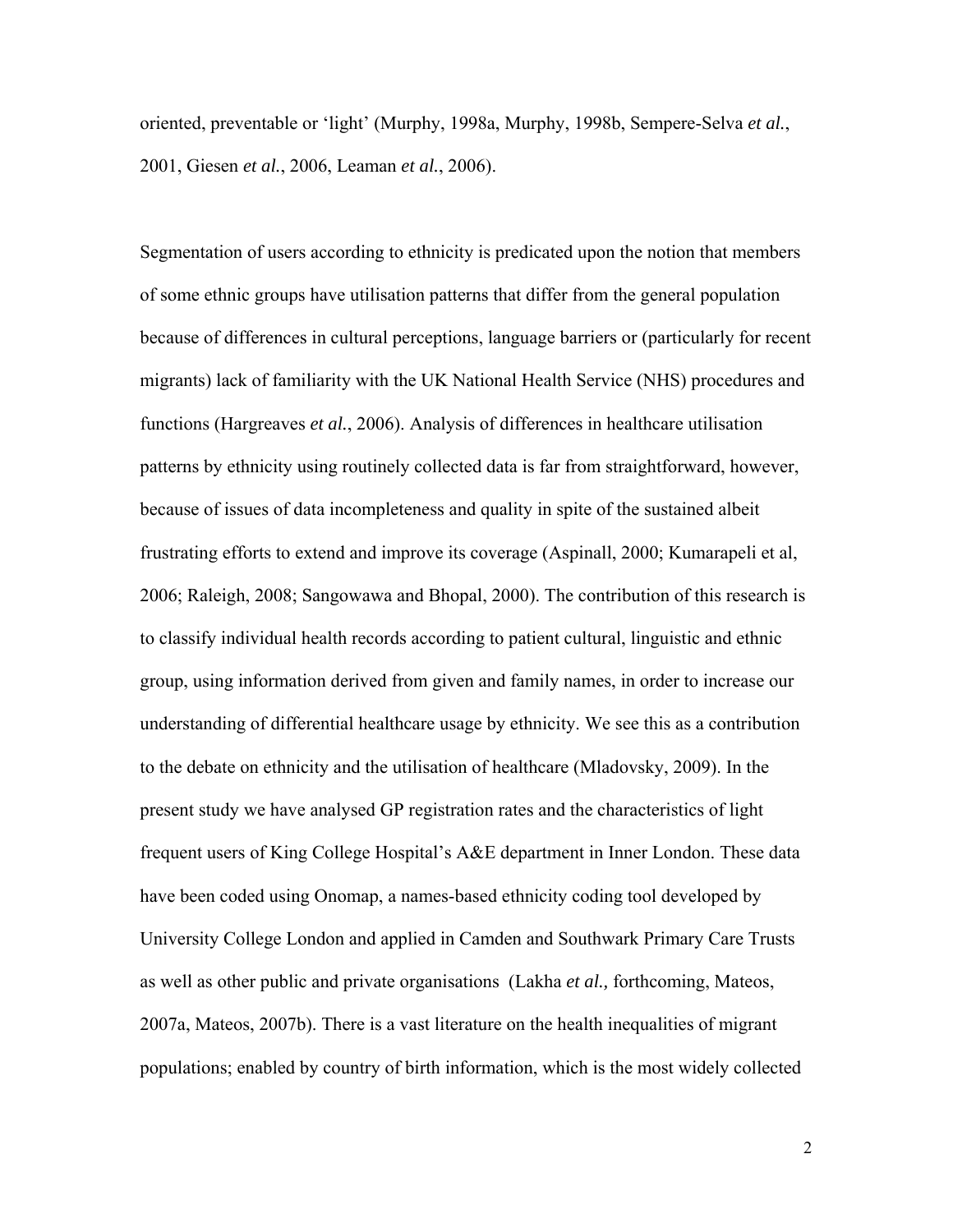oriented, preventable or 'light' (Murphy, 1998a, Murphy, 1998b, Sempere-Selva *et al.*, 2001, Giesen *et al.*, 2006, Leaman *et al.*, 2006).

Segmentation of users according to ethnicity is predicated upon the notion that members of some ethnic groups have utilisation patterns that differ from the general population because of differences in cultural perceptions, language barriers or (particularly for recent migrants) lack of familiarity with the UK National Health Service (NHS) procedures and functions (Hargreaves *et al.*, 2006). Analysis of differences in healthcare utilisation patterns by ethnicity using routinely collected data is far from straightforward, however, because of issues of data incompleteness and quality in spite of the sustained albeit frustrating efforts to extend and improve its coverage (Aspinall, 2000; Kumarapeli et al, 2006; Raleigh, 2008; Sangowawa and Bhopal, 2000). The contribution of this research is to classify individual health records according to patient cultural, linguistic and ethnic group, using information derived from given and family names, in order to increase our understanding of differential healthcare usage by ethnicity. We see this as a contribution to the debate on ethnicity and the utilisation of healthcare (Mladovsky, 2009). In the present study we have analysed GP registration rates and the characteristics of light frequent users of King College Hospital's A&E department in Inner London. These data have been coded using Onomap, a names-based ethnicity coding tool developed by University College London and applied in Camden and Southwark Primary Care Trusts as well as other public and private organisations (Lakha *et al.,* forthcoming, Mateos, 2007a, Mateos, 2007b). There is a vast literature on the health inequalities of migrant populations; enabled by country of birth information, which is the most widely collected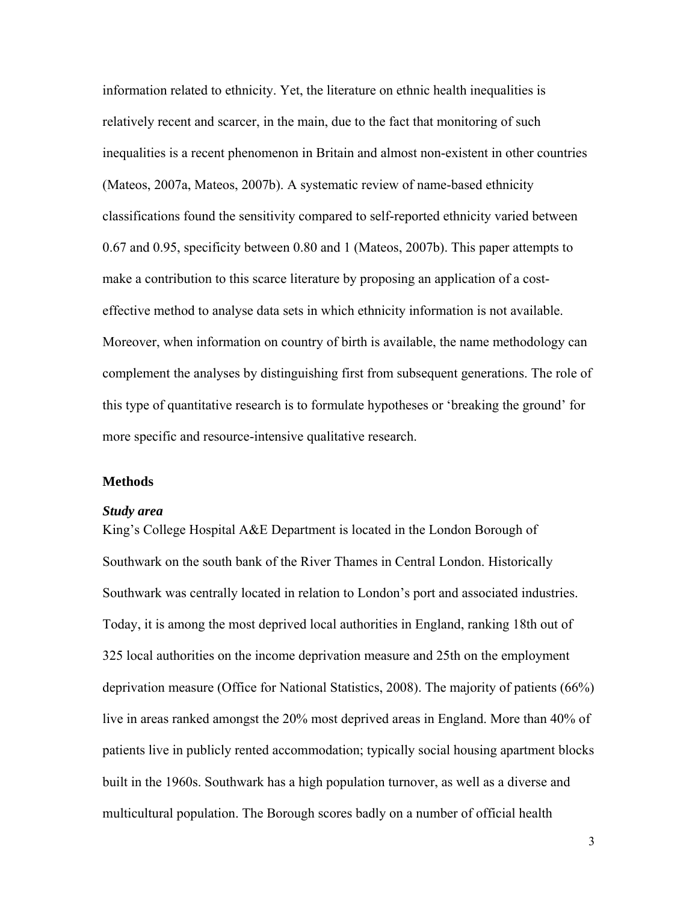information related to ethnicity. Yet, the literature on ethnic health inequalities is relatively recent and scarcer, in the main, due to the fact that monitoring of such inequalities is a recent phenomenon in Britain and almost non-existent in other countries (Mateos, 2007a, Mateos, 2007b). A systematic review of name-based ethnicity classifications found the sensitivity compared to self-reported ethnicity varied between 0.67 and 0.95, specificity between 0.80 and 1 (Mateos, 2007b). This paper attempts to make a contribution to this scarce literature by proposing an application of a cost-effective method to analyse data sets in which ethnicity information is not available. Moreover, when information on country of birth is available, the name methodology can complement the analyses by distinguishing first from subsequent generations. The role of this type of quantitative research is to formulate hypotheses or 'breaking the ground' for more specific and resource-intensive qualitative research.

## Methods

### *Study area*

King's College Hospital A&E Department is located in the London Borough of Southwark on the south bank of the River Thames in Central London. Historically Southwark was centrally located in relation to London's port and associated industries. Today, it is among the most deprived local authorities in England, ranking 18th out of 325 local authorities on the income deprivation measure and 25th on the employment deprivation measure (Office for National Statistics, 2008). The majority of patients (66%) live in areas ranked amongst the 20% most deprived areas in England. More than 40% of patients live in publicly rented accommodation; typically social housing apartment blocks built in the 1960s. Southwark has a high population turnover, as well as a diverse and multicultural population. The Borough scores badly on a number of official health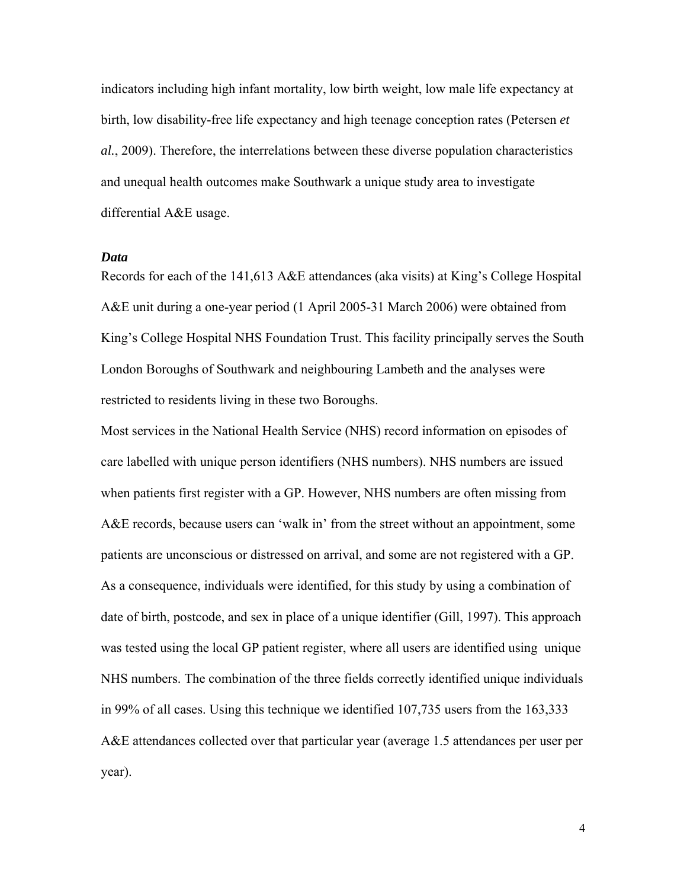indicators including high infant mortality, low birth weight, low male life expectancy at birth, low disability-free life expectancy and high teenage conception rates (Petersen *et al.*, 2009). Therefore, the interrelations between these diverse population characteristics and unequal health outcomes make Southwark a unique study area to investigate differential A&E usage.

### *Data*

Records for each of the 141,613 A&E attendances (aka visits) at King's College Hospital A&E unit during a one-year period (1 April 2005-31 March 2006) were obtained from King's College Hospital NHS Foundation Trust. This facility principally serves the South London Boroughs of Southwark and neighbouring Lambeth and the analyses were restricted to residents living in these two Boroughs.

Most services in the National Health Service (NHS) record information on episodes of care labelled with unique person identifiers (NHS numbers). NHS numbers are issued when patients first register with a GP. However, NHS numbers are often missing from A&E records, because users can 'walk in' from the street without an appointment, some patients are unconscious or distressed on arrival, and some are not registered with a GP. As a consequence, individuals were identified, for this study by using a combination of date of birth, postcode, and sex in place of a unique identifier (Gill, 1997). This approach was tested using the local GP patient register, where all users are identified using unique NHS numbers. The combination of the three fields correctly identified unique individuals in 99% of all cases. Using this technique we identified 107,735 users from the 163,333 A&E attendances collected over that particular year (average 1.5 attendances per user per year).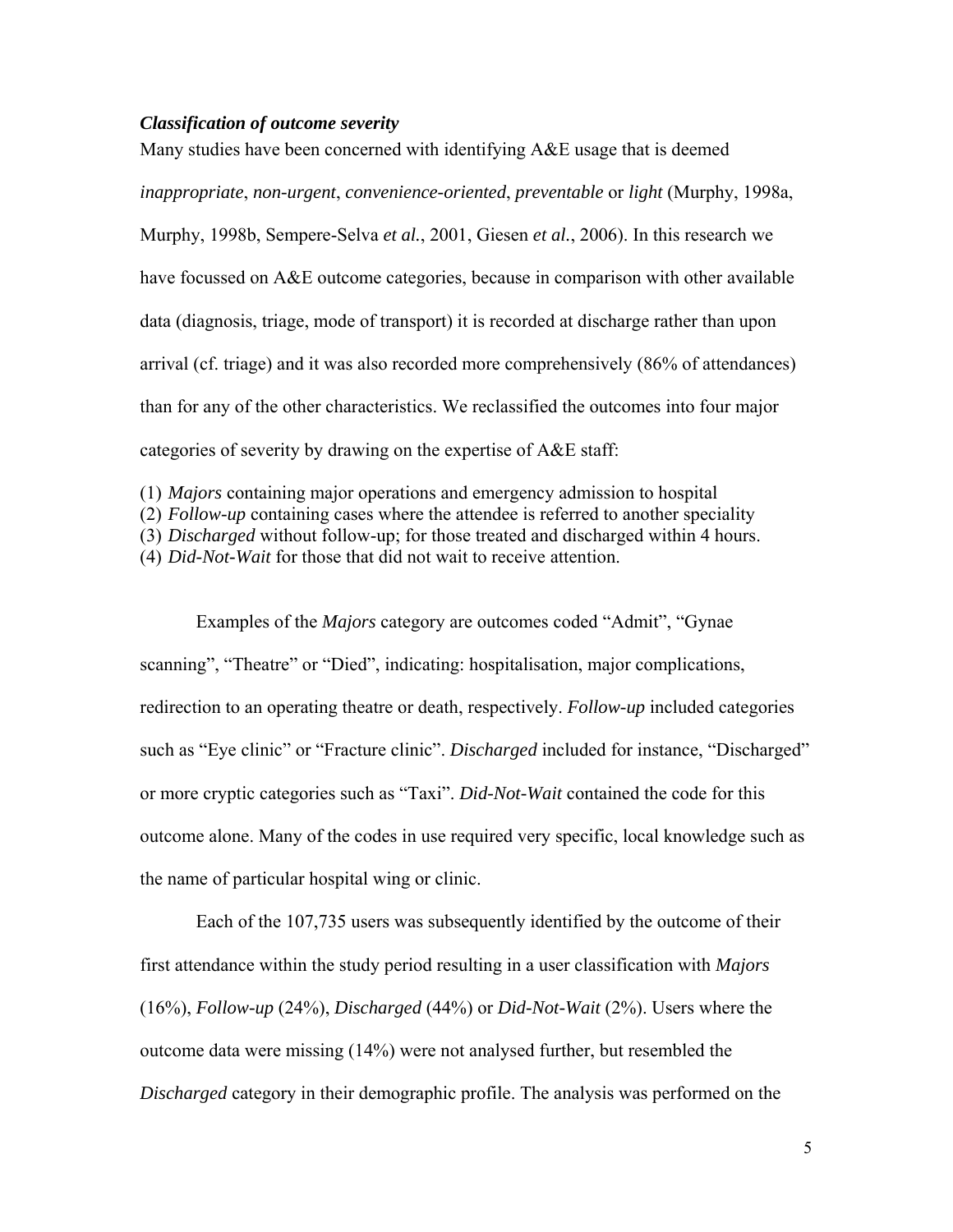### *Classification of outcome severity*

Many studies have been concerned with identifying A&E usage that is deemed *inappropriate*, *non-urgent*, *convenience-oriented*, *preventable* or *light* (Murphy, 1998a, Murphy, 1998b, Sempere-Selva *et al.*, 2001, Giesen *et al.*, 2006). In this research we have focussed on A&E outcome categories, because in comparison with other available data (diagnosis, triage, mode of transport) it is recorded at discharge rather than upon arrival (cf. triage) and it was also recorded more comprehensively (86% of attendances) than for any of the other characteristics. We reclassified the outcomes into four major categories of severity by drawing on the expertise of A&E staff:

(1) *Majors* containing major operations and emergency admission to hospital
(2) *Follow-up* containing cases where the attendee is referred to another speciality
(3) *Discharged* without follow-up; for those treated and discharged within 4 hours.
(4) *Did-Not-Wait* for those that did not wait to receive attention.

Examples of the *Majors* category are outcomes coded "Admit", "Gynae scanning", "Theatre" or "Died", indicating: hospitalisation, major complications, redirection to an operating theatre or death, respectively. *Follow-up* included categories such as "Eye clinic" or "Fracture clinic". *Discharged* included for instance, "Discharged" or more cryptic categories such as "Taxi". *Did-Not-Wait* contained the code for this outcome alone. Many of the codes in use required very specific, local knowledge such as the name of particular hospital wing or clinic.

Each of the 107,735 users was subsequently identified by the outcome of their first attendance within the study period resulting in a user classification with *Majors* (16%), *Follow-up* (24%), *Discharged* (44%) or *Did-Not-Wait* (2%). Users where the outcome data were missing (14%) were not analysed further, but resembled the *Discharged* category in their demographic profile. The analysis was performed on the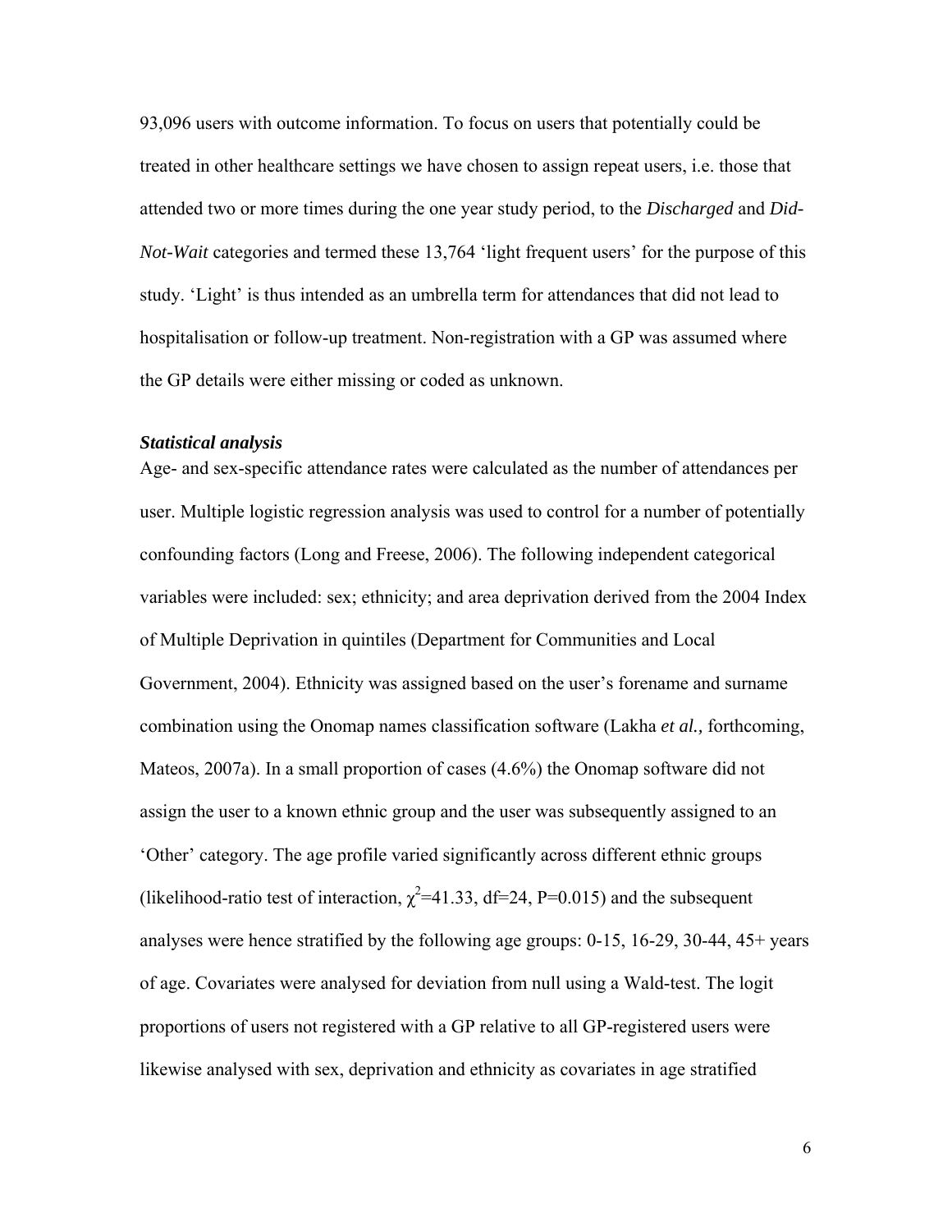93,096 users with outcome information. To focus on users that potentially could be treated in other healthcare settings we have chosen to assign repeat users, i.e. those that attended two or more times during the one year study period, to the *Discharged* and *Did-Not-Wait* categories and termed these 13,764 'light frequent users' for the purpose of this study. 'Light' is thus intended as an umbrella term for attendances that did not lead to hospitalisation or follow-up treatment. Non-registration with a GP was assumed where the GP details were either missing or coded as unknown.

### *Statistical analysis*

Age- and sex-specific attendance rates were calculated as the number of attendances per user. Multiple logistic regression analysis was used to control for a number of potentially confounding factors (Long and Freese, 2006). The following independent categorical variables were included: sex; ethnicity; and area deprivation derived from the 2004 Index of Multiple Deprivation in quintiles (Department for Communities and Local Government, 2004). Ethnicity was assigned based on the user's forename and surname combination using the Onomap names classification software (Lakha *et al.,* forthcoming, Mateos, 2007a). In a small proportion of cases (4.6%) the Onomap software did not assign the user to a known ethnic group and the user was subsequently assigned to an 'Other' category. The age profile varied significantly across different ethnic groups (likelihood-ratio test of interaction, $\chi^2$=41.33, df=24, P=0.015) and the subsequent analyses were hence stratified by the following age groups: 0-15, 16-29, 30-44, 45+ years of age. Covariates were analysed for deviation from null using a Wald-test. The logit proportions of users not registered with a GP relative to all GP-registered users were likewise analysed with sex, deprivation and ethnicity as covariates in age stratified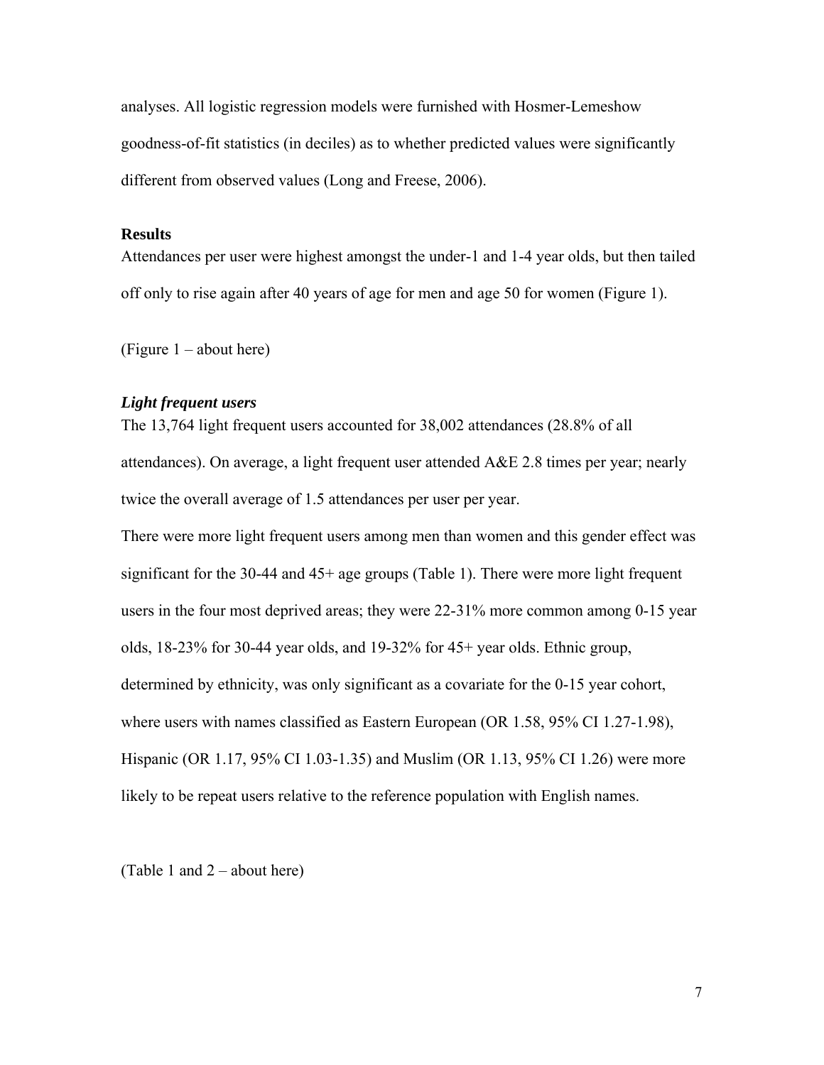analyses. All logistic regression models were furnished with Hosmer-Lemeshow goodness-of-fit statistics (in deciles) as to whether predicted values were significantly different from observed values (Long and Freese, 2006).

## Results

Attendances per user were highest amongst the under-1 and 1-4 year olds, but then tailed off only to rise again after 40 years of age for men and age 50 for women (Figure 1).

(Figure 1 – about here)

### *Light frequent users*

The 13,764 light frequent users accounted for 38,002 attendances (28.8% of all attendances). On average, a light frequent user attended A&E 2.8 times per year; nearly twice the overall average of 1.5 attendances per user per year.

There were more light frequent users among men than women and this gender effect was significant for the 30-44 and 45+ age groups (Table 1). There were more light frequent users in the four most deprived areas; they were 22-31% more common among 0-15 year olds, 18-23% for 30-44 year olds, and 19-32% for 45+ year olds. Ethnic group, determined by ethnicity, was only significant as a covariate for the 0-15 year cohort, where users with names classified as Eastern European (OR 1.58, 95% CI 1.27-1.98), Hispanic (OR 1.17, 95% CI 1.03-1.35) and Muslim (OR 1.13, 95% CI 1.26) were more likely to be repeat users relative to the reference population with English names.

(Table 1 and 2 – about here)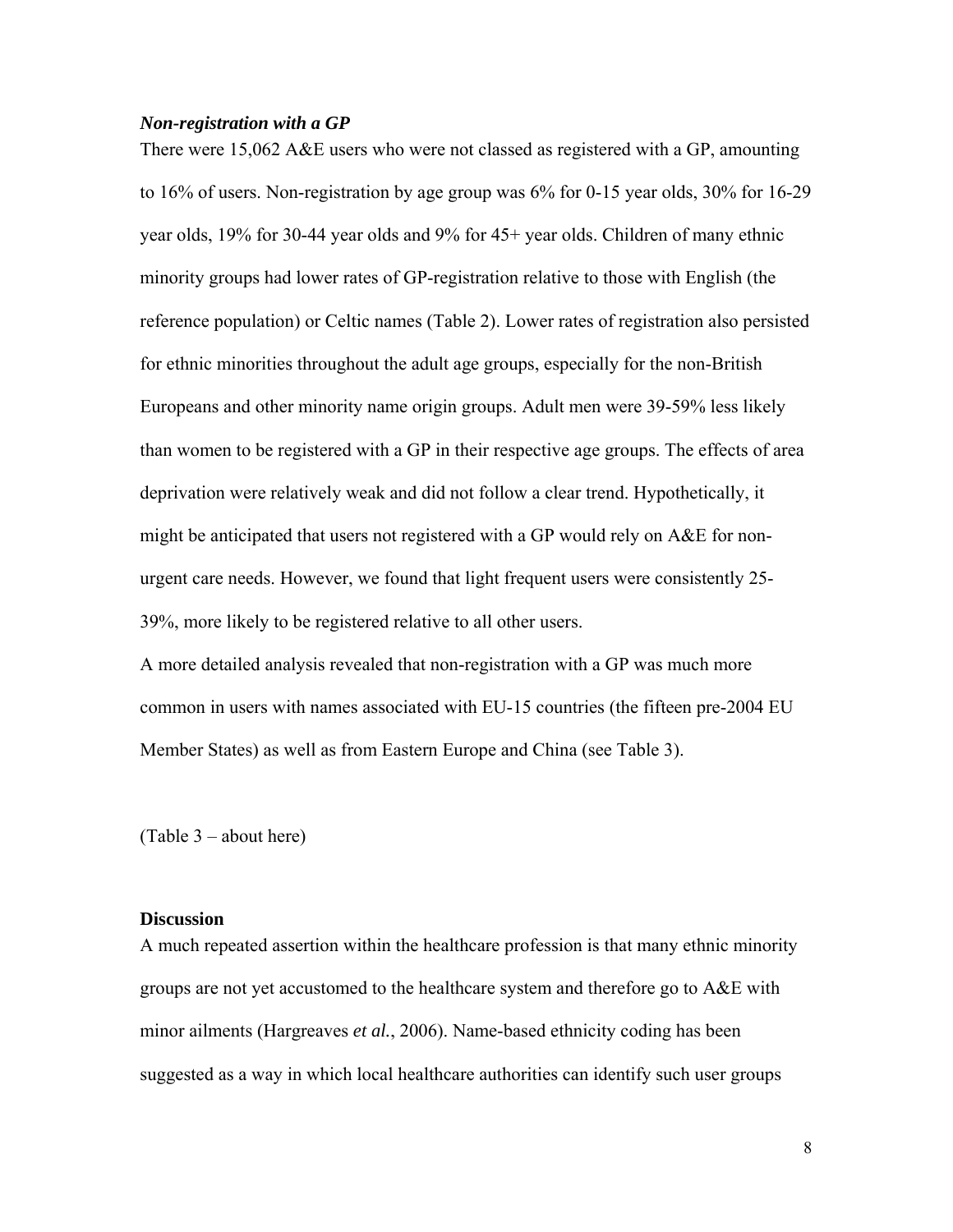### *Non-registration with a GP*

There were 15,062 A&E users who were not classed as registered with a GP, amounting to 16% of users. Non-registration by age group was 6% for 0-15 year olds, 30% for 16-29 year olds, 19% for 30-44 year olds and 9% for 45+ year olds. Children of many ethnic minority groups had lower rates of GP-registration relative to those with English (the reference population) or Celtic names (Table 2). Lower rates of registration also persisted for ethnic minorities throughout the adult age groups, especially for the non-British Europeans and other minority name origin groups. Adult men were 39-59% less likely than women to be registered with a GP in their respective age groups. The effects of area deprivation were relatively weak and did not follow a clear trend. Hypothetically, it might be anticipated that users not registered with a GP would rely on A&E for non-urgent care needs. However, we found that light frequent users were consistently 25-39%, more likely to be registered relative to all other users.

A more detailed analysis revealed that non-registration with a GP was much more common in users with names associated with EU-15 countries (the fifteen pre-2004 EU Member States) as well as from Eastern Europe and China (see Table 3).

(Table 3 – about here)

## Discussion

A much repeated assertion within the healthcare profession is that many ethnic minority groups are not yet accustomed to the healthcare system and therefore go to A&E with minor ailments (Hargreaves *et al.*, 2006). Name-based ethnicity coding has been suggested as a way in which local healthcare authorities can identify such user groups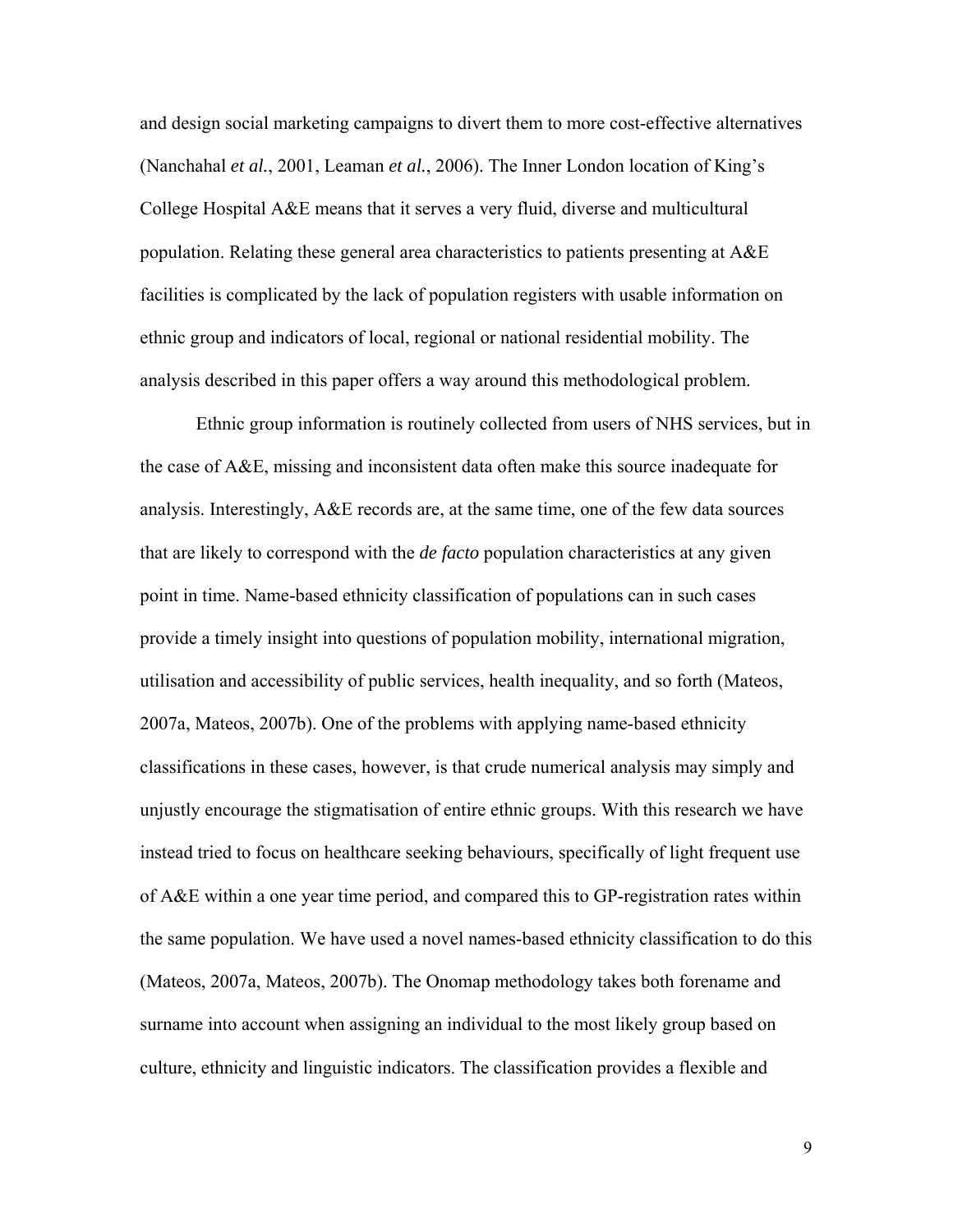and design social marketing campaigns to divert them to more cost-effective alternatives (Nanchahal *et al.*, 2001, Leaman *et al.*, 2006). The Inner London location of King's College Hospital A&E means that it serves a very fluid, diverse and multicultural population. Relating these general area characteristics to patients presenting at A&E facilities is complicated by the lack of population registers with usable information on ethnic group and indicators of local, regional or national residential mobility. The analysis described in this paper offers a way around this methodological problem.

Ethnic group information is routinely collected from users of NHS services, but in the case of A&E, missing and inconsistent data often make this source inadequate for analysis. Interestingly, A&E records are, at the same time, one of the few data sources that are likely to correspond with the *de facto* population characteristics at any given point in time. Name-based ethnicity classification of populations can in such cases provide a timely insight into questions of population mobility, international migration, utilisation and accessibility of public services, health inequality, and so forth (Mateos, 2007a, Mateos, 2007b). One of the problems with applying name-based ethnicity classifications in these cases, however, is that crude numerical analysis may simply and unjustly encourage the stigmatisation of entire ethnic groups. With this research we have instead tried to focus on healthcare seeking behaviours, specifically of light frequent use of A&E within a one year time period, and compared this to GP-registration rates within the same population. We have used a novel names-based ethnicity classification to do this (Mateos, 2007a, Mateos, 2007b). The Onomap methodology takes both forename and surname into account when assigning an individual to the most likely group based on culture, ethnicity and linguistic indicators. The classification provides a flexible and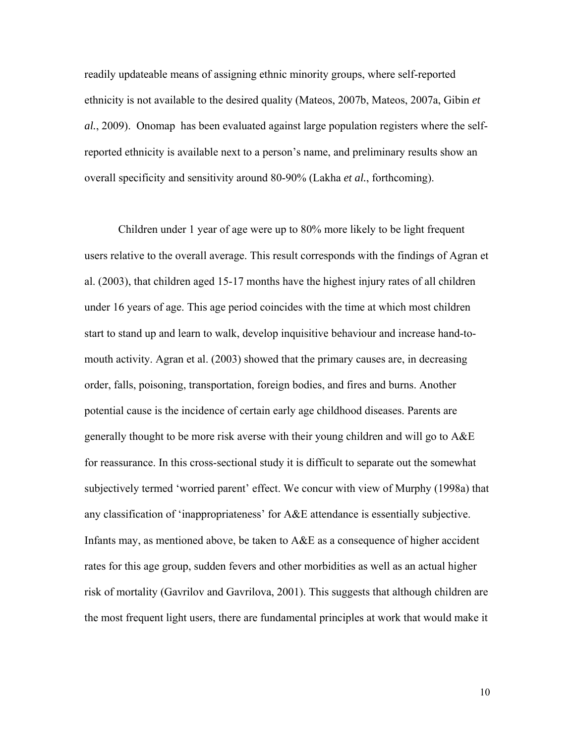readily updateable means of assigning ethnic minority groups, where self-reported ethnicity is not available to the desired quality (Mateos, 2007b, Mateos, 2007a, Gibin *et al.*, 2009). Onomap has been evaluated against large population registers where the self-reported ethnicity is available next to a person's name, and preliminary results show an overall specificity and sensitivity around 80-90% (Lakha *et al.*, forthcoming).

Children under 1 year of age were up to 80% more likely to be light frequent users relative to the overall average. This result corresponds with the findings of Agran et al. (2003), that children aged 15-17 months have the highest injury rates of all children under 16 years of age. This age period coincides with the time at which most children start to stand up and learn to walk, develop inquisitive behaviour and increase hand-to-mouth activity. Agran et al. (2003) showed that the primary causes are, in decreasing order, falls, poisoning, transportation, foreign bodies, and fires and burns. Another potential cause is the incidence of certain early age childhood diseases. Parents are generally thought to be more risk averse with their young children and will go to A&E for reassurance. In this cross-sectional study it is difficult to separate out the somewhat subjectively termed 'worried parent' effect. We concur with view of Murphy (1998a) that any classification of 'inappropriateness' for A&E attendance is essentially subjective. Infants may, as mentioned above, be taken to A&E as a consequence of higher accident rates for this age group, sudden fevers and other morbidities as well as an actual higher risk of mortality (Gavrilov and Gavrilova, 2001). This suggests that although children are the most frequent light users, there are fundamental principles at work that would make it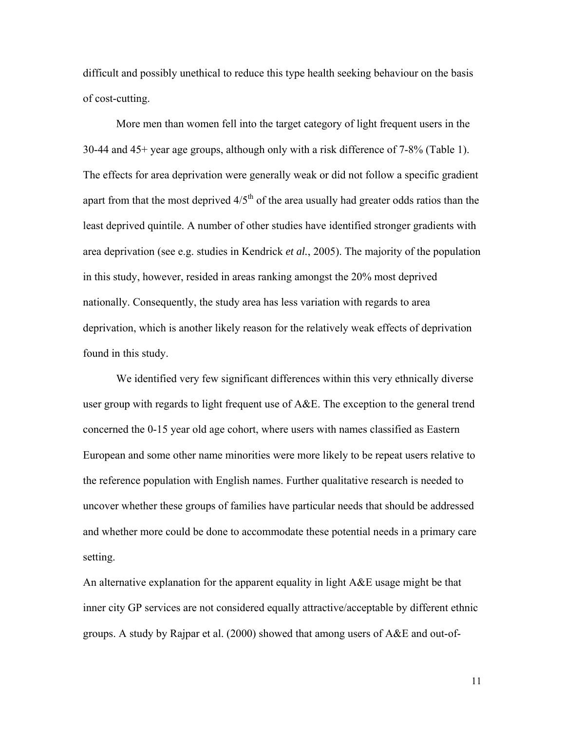difficult and possibly unethical to reduce this type health seeking behaviour on the basis of cost-cutting.

More men than women fell into the target category of light frequent users in the 30-44 and 45+ year age groups, although only with a risk difference of 7-8% (Table 1). The effects for area deprivation were generally weak or did not follow a specific gradient apart from that the most deprived 4/5th of the area usually had greater odds ratios than the least deprived quintile. A number of other studies have identified stronger gradients with area deprivation (see e.g. studies in Kendrick *et al.*, 2005). The majority of the population in this study, however, resided in areas ranking amongst the 20% most deprived nationally. Consequently, the study area has less variation with regards to area deprivation, which is another likely reason for the relatively weak effects of deprivation found in this study.

We identified very few significant differences within this very ethnically diverse user group with regards to light frequent use of A&E. The exception to the general trend concerned the 0-15 year old age cohort, where users with names classified as Eastern European and some other name minorities were more likely to be repeat users relative to the reference population with English names. Further qualitative research is needed to uncover whether these groups of families have particular needs that should be addressed and whether more could be done to accommodate these potential needs in a primary care setting.

An alternative explanation for the apparent equality in light A&E usage might be that inner city GP services are not considered equally attractive/acceptable by different ethnic groups. A study by Rajpar et al. (2000) showed that among users of A&E and out-of-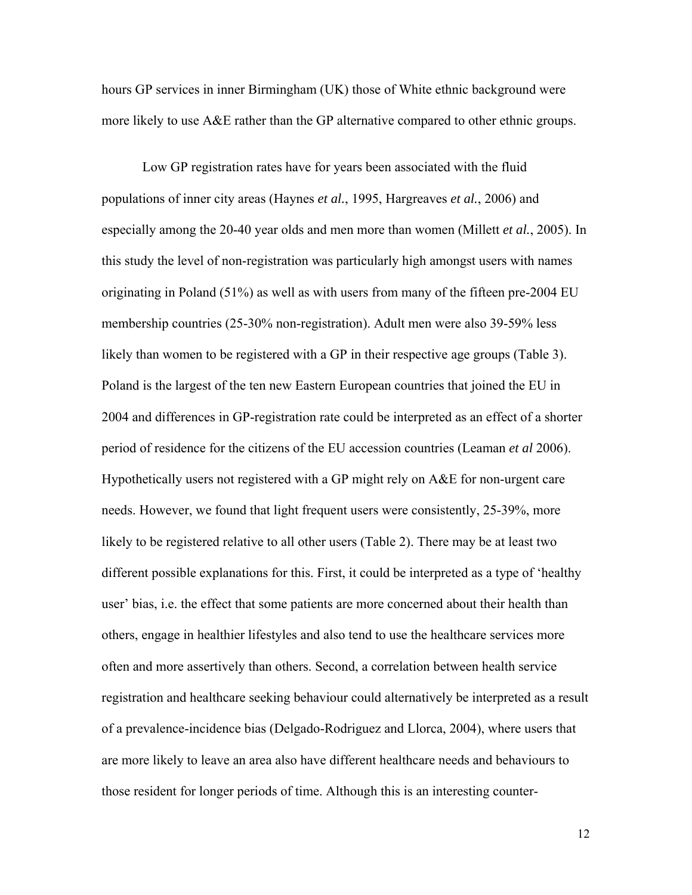hours GP services in inner Birmingham (UK) those of White ethnic background were more likely to use A&E rather than the GP alternative compared to other ethnic groups.

Low GP registration rates have for years been associated with the fluid populations of inner city areas (Haynes *et al.*, 1995, Hargreaves *et al.*, 2006) and especially among the 20-40 year olds and men more than women (Millett *et al.*, 2005). In this study the level of non-registration was particularly high amongst users with names originating in Poland (51%) as well as with users from many of the fifteen pre-2004 EU membership countries (25-30% non-registration). Adult men were also 39-59% less likely than women to be registered with a GP in their respective age groups (Table 3). Poland is the largest of the ten new Eastern European countries that joined the EU in 2004 and differences in GP-registration rate could be interpreted as an effect of a shorter period of residence for the citizens of the EU accession countries (Leaman *et al* 2006). Hypothetically users not registered with a GP might rely on A&E for non-urgent care needs. However, we found that light frequent users were consistently, 25-39%, more likely to be registered relative to all other users (Table 2). There may be at least two different possible explanations for this. First, it could be interpreted as a type of 'healthy user' bias, i.e. the effect that some patients are more concerned about their health than others, engage in healthier lifestyles and also tend to use the healthcare services more often and more assertively than others. Second, a correlation between health service registration and healthcare seeking behaviour could alternatively be interpreted as a result of a prevalence-incidence bias (Delgado-Rodriguez and Llorca, 2004), where users that are more likely to leave an area also have different healthcare needs and behaviours to those resident for longer periods of time. Although this is an interesting counter-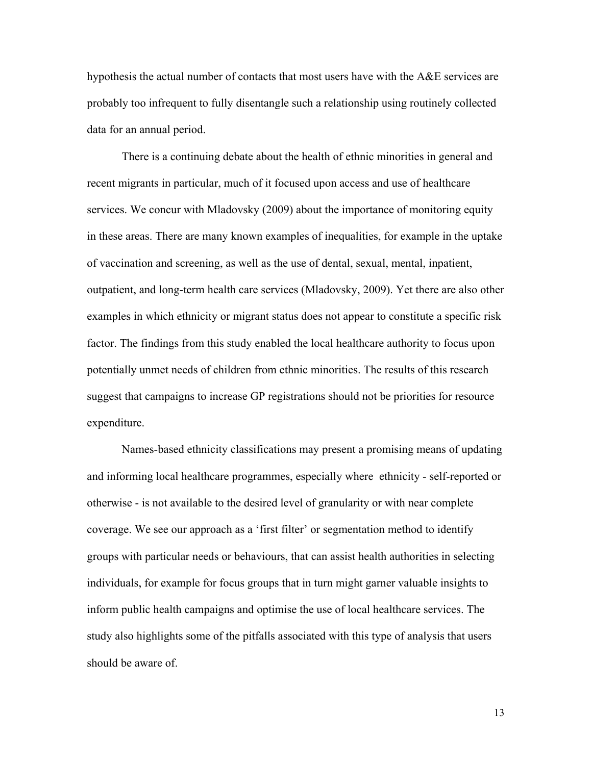hypothesis the actual number of contacts that most users have with the A&E services are probably too infrequent to fully disentangle such a relationship using routinely collected data for an annual period.

There is a continuing debate about the health of ethnic minorities in general and recent migrants in particular, much of it focused upon access and use of healthcare services. We concur with Mladovsky (2009) about the importance of monitoring equity in these areas. There are many known examples of inequalities, for example in the uptake of vaccination and screening, as well as the use of dental, sexual, mental, inpatient, outpatient, and long-term health care services (Mladovsky, 2009). Yet there are also other examples in which ethnicity or migrant status does not appear to constitute a specific risk factor. The findings from this study enabled the local healthcare authority to focus upon potentially unmet needs of children from ethnic minorities. The results of this research suggest that campaigns to increase GP registrations should not be priorities for resource expenditure.

Names-based ethnicity classifications may present a promising means of updating and informing local healthcare programmes, especially where ethnicity - self-reported or otherwise - is not available to the desired level of granularity or with near complete coverage. We see our approach as a 'first filter' or segmentation method to identify groups with particular needs or behaviours, that can assist health authorities in selecting individuals, for example for focus groups that in turn might garner valuable insights to inform public health campaigns and optimise the use of local healthcare services. The study also highlights some of the pitfalls associated with this type of analysis that users should be aware of.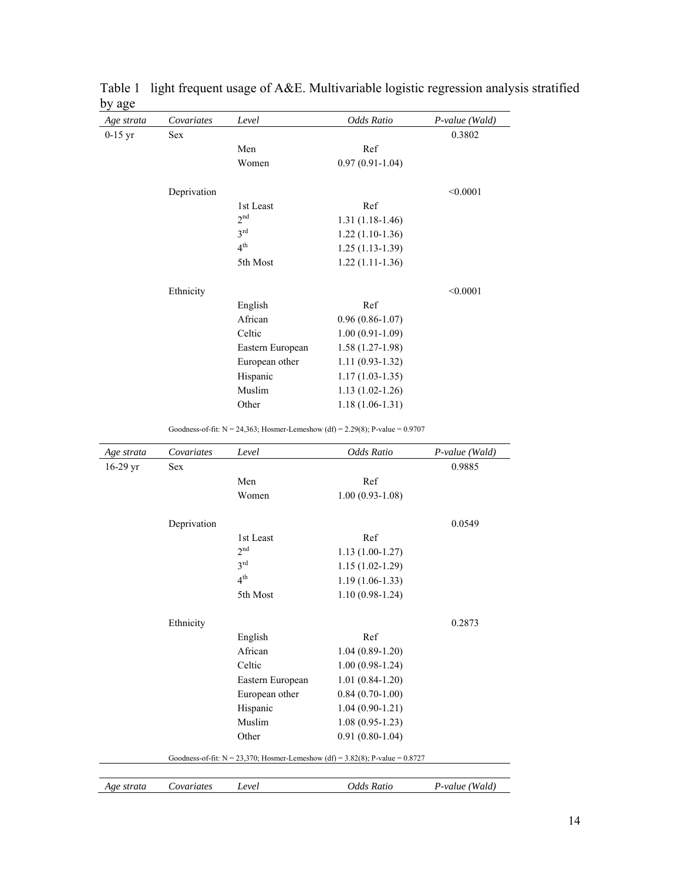Table 1 light frequent usage of A&E. Multivariable logistic regression analysis stratified by age

| *Age strata* | *Covariates* | *Level* | *Odds Ratio* | *P-value (Wald)* |
|---|---|---|---|---|
| 0-15 yr | Sex | | | 0.3802 |
| | | Men | Ref | |
| | | Women | 0.97 (0.91-1.04) | |
| | Deprivation | | | <0.0001 |
| | | 1st Least | Ref | |
| | | 2nd | 1.31 (1.18-1.46) | |
| | | 3rd | 1.22 (1.10-1.36) | |
| | | 4th | 1.25 (1.13-1.39) | |
| | | 5th Most | 1.22 (1.11-1.36) | |
| | Ethnicity | | | <0.0001 |
| | | English | Ref | |
| | | African | 0.96 (0.86-1.07) | |
| | | Celtic | 1.00 (0.91-1.09) | |
| | | Eastern European | 1.58 (1.27-1.98) | |
| | | European other | 1.11 (0.93-1.32) | |
| | | Hispanic | 1.17 (1.03-1.35) | |
| | | Muslim | 1.13 (1.02-1.26) | |
| | | Other | 1.18 (1.06-1.31) | |
| | Goodness-of-fit: N = 24,363; Hosmer-Lemeshow (df) = 2.29(8); P-value = 0.9707 | | | |

| *Age strata* | *Covariates* | *Level* | *Odds Ratio* | *P-value (Wald)* |
|---|---|---|---|---|
| 16-29 yr | Sex | | | 0.9885 |
| | | Men | Ref | |
| | | Women | 1.00 (0.93-1.08) | |
| | Deprivation | | | 0.0549 |
| | | 1st Least | Ref | |
| | | 2nd | 1.13 (1.00-1.27) | |
| | | 3rd | 1.15 (1.02-1.29) | |
| | | 4th | 1.19 (1.06-1.33) | |
| | | 5th Most | 1.10 (0.98-1.24) | |
| | Ethnicity | | | 0.2873 |
| | | English | Ref | |
| | | African | 1.04 (0.89-1.20) | |
| | | Celtic | 1.00 (0.98-1.24) | |
| | | Eastern European | 1.01 (0.84-1.20) | |
| | | European other | 0.84 (0.70-1.00) | |
| | | Hispanic | 1.04 (0.90-1.21) | |
| | | Muslim | 1.08 (0.95-1.23) | |
| | | Other | 0.91 (0.80-1.04) | |
| | Goodness-of-fit: N = 23,370; Hosmer-Lemeshow (df) = 3.82(8); P-value = 0.8727 | | | |

| *Age strata* | *Covariates* | *Level* | *Odds Ratio* | *P-value (Wald)* |
|---|---|---|---|---|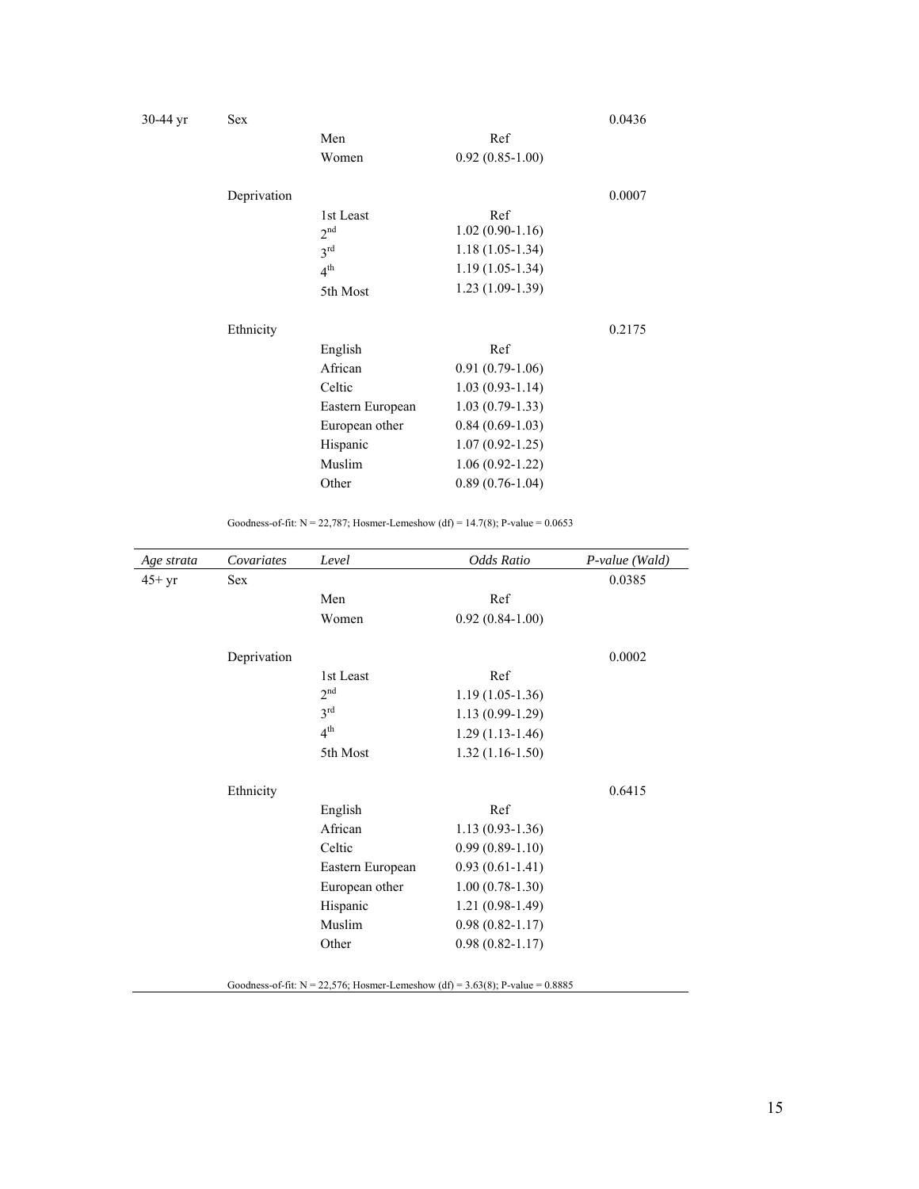| Age strata | Covariates | Level | Odds Ratio | P-value (Wald) |
|---|---|---|---|---|
| 30-44 yr | Sex | | | 0.0436 |
| | | Men | Ref | |
| | | Women | 0.92 (0.85-1.00) | |
| | Deprivation | | | 0.0007 |
| | | 1st Least | Ref | |
| | | 2nd | 1.02 (0.90-1.16) | |
| | | 3rd | 1.18 (1.05-1.34) | |
| | | 4th | 1.19 (1.05-1.34) | |
| | | 5th Most | 1.23 (1.09-1.39) | |
| | Ethnicity | | | 0.2175 |
| | | English | Ref | |
| | | African | 0.91 (0.79-1.06) | |
| | | Celtic | 1.03 (0.93-1.14) | |
| | | Eastern European | 1.03 (0.79-1.33) | |
| | | European other | 0.84 (0.69-1.03) | |
| | | Hispanic | 1.07 (0.92-1.25) | |
| | | Muslim | 1.06 (0.92-1.22) | |
| | | Other | 0.89 (0.76-1.04) | |

Goodness-of-fit: N = 22,787; Hosmer-Lemeshow (df) = 14.7(8); P-value = 0.0653

| *Age strata* | *Covariates* | *Level* | *Odds Ratio* | *P-value (Wald)* |
|---|---|---|---|---|
| 45+ yr | Sex | | | 0.0385 |
| | | Men | Ref | |
| | | Women | 0.92 (0.84-1.00) | |
| | Deprivation | | | 0.0002 |
| | | 1st Least | Ref | |
| | | 2nd | 1.19 (1.05-1.36) | |
| | | 3rd | 1.13 (0.99-1.29) | |
| | | 4th | 1.29 (1.13-1.46) | |
| | | 5th Most | 1.32 (1.16-1.50) | |
| | Ethnicity | | | 0.6415 |
| | | English | Ref | |
| | | African | 1.13 (0.93-1.36) | |
| | | Celtic | 0.99 (0.89-1.10) | |
| | | Eastern European | 0.93 (0.61-1.41) | |
| | | European other | 1.00 (0.78-1.30) | |
| | | Hispanic | 1.21 (0.98-1.49) | |
| | | Muslim | 0.98 (0.82-1.17) | |
| | | Other | 0.98 (0.82-1.17) | |

Goodness-of-fit: N = 22,576; Hosmer-Lemeshow (df) = 3.63(8); P-value = 0.8885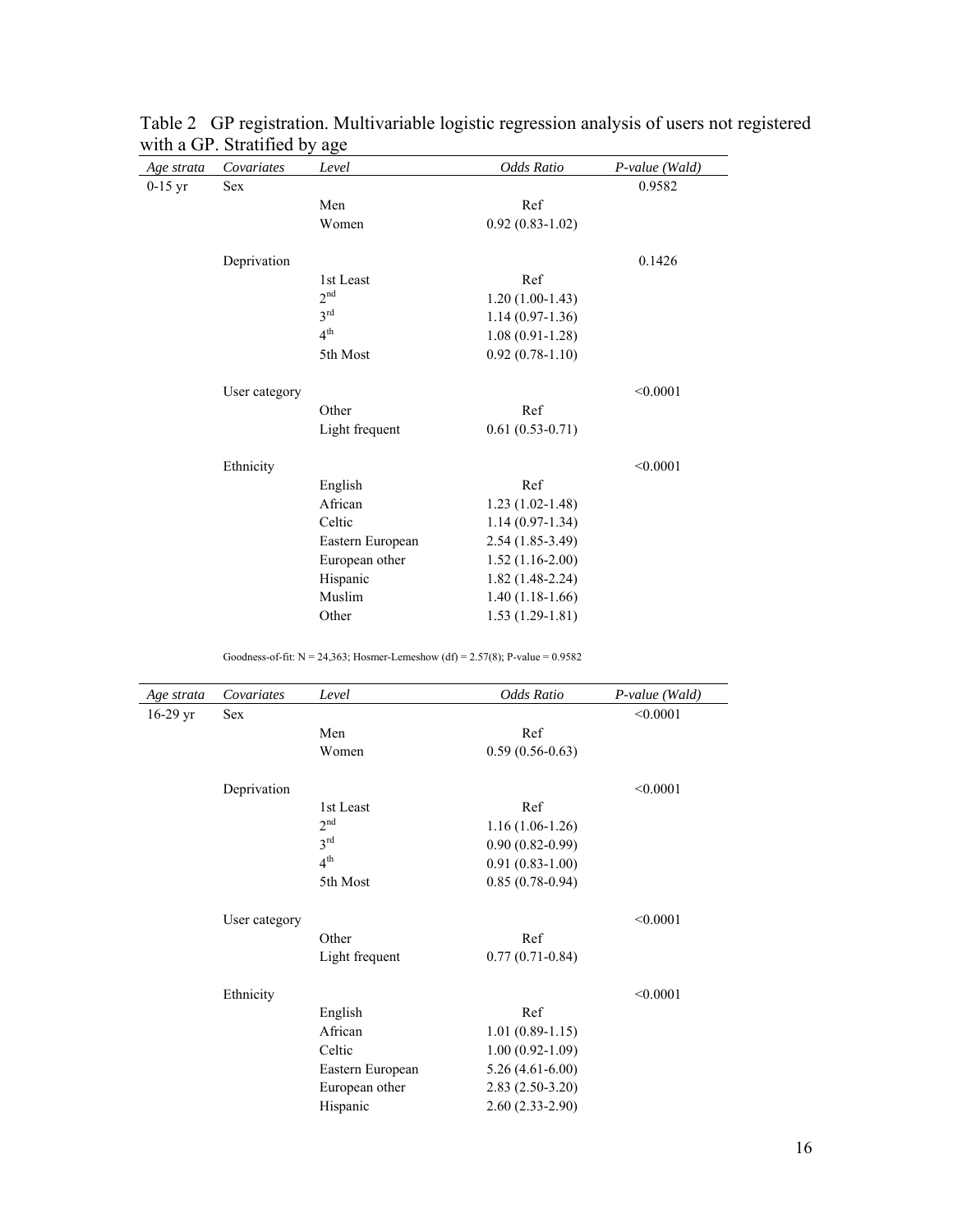Table 2 GP registration. Multivariable logistic regression analysis of users not registered with a GP. Stratified by age

| *Age strata* | *Covariates* | *Level* | *Odds Ratio* | *P-value (Wald)* |
|---|---|---|---|---|
| 0-15 yr | Sex | | | 0.9582 |
| | | Men | Ref | |
| | | Women | 0.92 (0.83-1.02) | |
| | Deprivation | | | 0.1426 |
| | | 1st Least | Ref | |
| | | 2nd | 1.20 (1.00-1.43) | |
| | | 3rd | 1.14 (0.97-1.36) | |
| | | 4th | 1.08 (0.91-1.28) | |
| | | 5th Most | 0.92 (0.78-1.10) | |
| | User category | | | <0.0001 |
| | | Other | Ref | |
| | | Light frequent | 0.61 (0.53-0.71) | |
| | Ethnicity | | | <0.0001 |
| | | English | Ref | |
| | | African | 1.23 (1.02-1.48) | |
| | | Celtic | 1.14 (0.97-1.34) | |
| | | Eastern European | 2.54 (1.85-3.49) | |
| | | European other | 1.52 (1.16-2.00) | |
| | | Hispanic | 1.82 (1.48-2.24) | |
| | | Muslim | 1.40 (1.18-1.66) | |
| | | Other | 1.53 (1.29-1.81) | |

Goodness-of-fit: N = 24,363; Hosmer-Lemeshow (df) = 2.57(8); P-value = 0.9582

| *Age strata* | *Covariates* | *Level* | *Odds Ratio* | *P-value (Wald)* |
|---|---|---|---|---|
| 16-29 yr | Sex | | | <0.0001 |
| | | Men | Ref | |
| | | Women | 0.59 (0.56-0.63) | |
| | Deprivation | | | <0.0001 |
| | | 1st Least | Ref | |
| | | 2nd | 1.16 (1.06-1.26) | |
| | | 3rd | 0.90 (0.82-0.99) | |
| | | 4th | 0.91 (0.83-1.00) | |
| | | 5th Most | 0.85 (0.78-0.94) | |
| | User category | | | <0.0001 |
| | | Other | Ref | |
| | | Light frequent | 0.77 (0.71-0.84) | |
| | Ethnicity | | | <0.0001 |
| | | English | Ref | |
| | | African | 1.01 (0.89-1.15) | |
| | | Celtic | 1.00 (0.92-1.09) | |
| | | Eastern European | 5.26 (4.61-6.00) | |
| | | European other | 2.83 (2.50-3.20) | |
| | | Hispanic | 2.60 (2.33-2.90) | |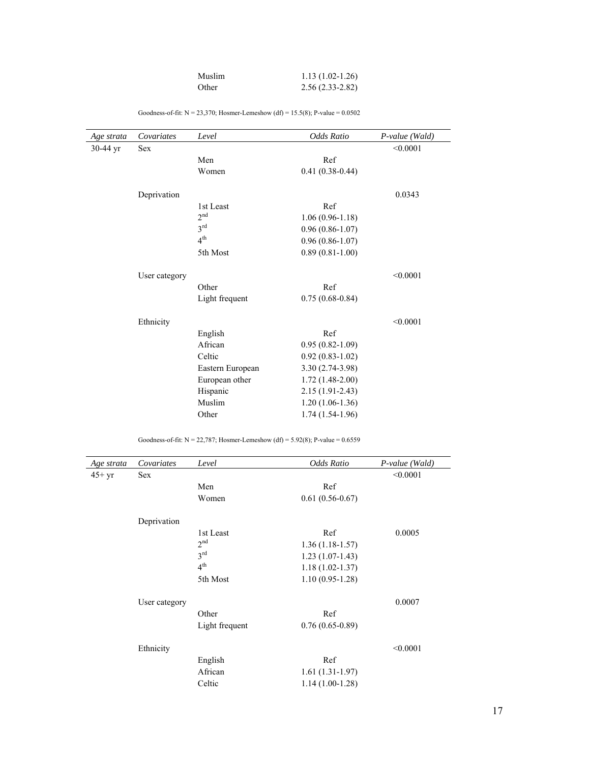| | | Level | Odds Ratio | |
|---|---|---|---|---|
| | | Muslim | 1.13 (1.02-1.26) | |
| | | Other | 2.56 (2.33-2.82) | |

Goodness-of-fit: N = 23,370; Hosmer-Lemeshow (df) = 15.5(8); P-value = 0.0502

| *Age strata* | *Covariates* | *Level* | *Odds Ratio* | *P-value (Wald)* |
|---|---|---|---|---|
| 30-44 yr | Sex | | | <0.0001 |
| | | Men | Ref | |
| | | Women | 0.41 (0.38-0.44) | |
| | Deprivation | | | 0.0343 |
| | | 1st Least | Ref | |
| | | 2nd | 1.06 (0.96-1.18) | |
| | | 3rd | 0.96 (0.86-1.07) | |
| | | 4th | 0.96 (0.86-1.07) | |
| | | 5th Most | 0.89 (0.81-1.00) | |
| | User category | | | <0.0001 |
| | | Other | Ref | |
| | | Light frequent | 0.75 (0.68-0.84) | |
| | Ethnicity | | | <0.0001 |
| | | English | Ref | |
| | | African | 0.95 (0.82-1.09) | |
| | | Celtic | 0.92 (0.83-1.02) | |
| | | Eastern European | 3.30 (2.74-3.98) | |
| | | European other | 1.72 (1.48-2.00) | |
| | | Hispanic | 2.15 (1.91-2.43) | |
| | | Muslim | 1.20 (1.06-1.36) | |
| | | Other | 1.74 (1.54-1.96) | |

Goodness-of-fit: N = 22,787; Hosmer-Lemeshow (df) = 5.92(8); P-value = 0.6559

| *Age strata* | *Covariates* | *Level* | *Odds Ratio* | *P-value (Wald)* |
|---|---|---|---|---|
| 45+ yr | Sex | | | <0.0001 |
| | | Men | Ref | |
| | | Women | 0.61 (0.56-0.67) | |
| | Deprivation | | | |
| | | 1st Least | Ref | 0.0005 |
| | | 2nd | 1.36 (1.18-1.57) | |
| | | 3rd | 1.23 (1.07-1.43) | |
| | | 4th | 1.18 (1.02-1.37) | |
| | | 5th Most | 1.10 (0.95-1.28) | |
| | User category | | | 0.0007 |
| | | Other | Ref | |
| | | Light frequent | 0.76 (0.65-0.89) | |
| | Ethnicity | | | <0.0001 |
| | | English | Ref | |
| | | African | 1.61 (1.31-1.97) | |
| | | Celtic | 1.14 (1.00-1.28) | |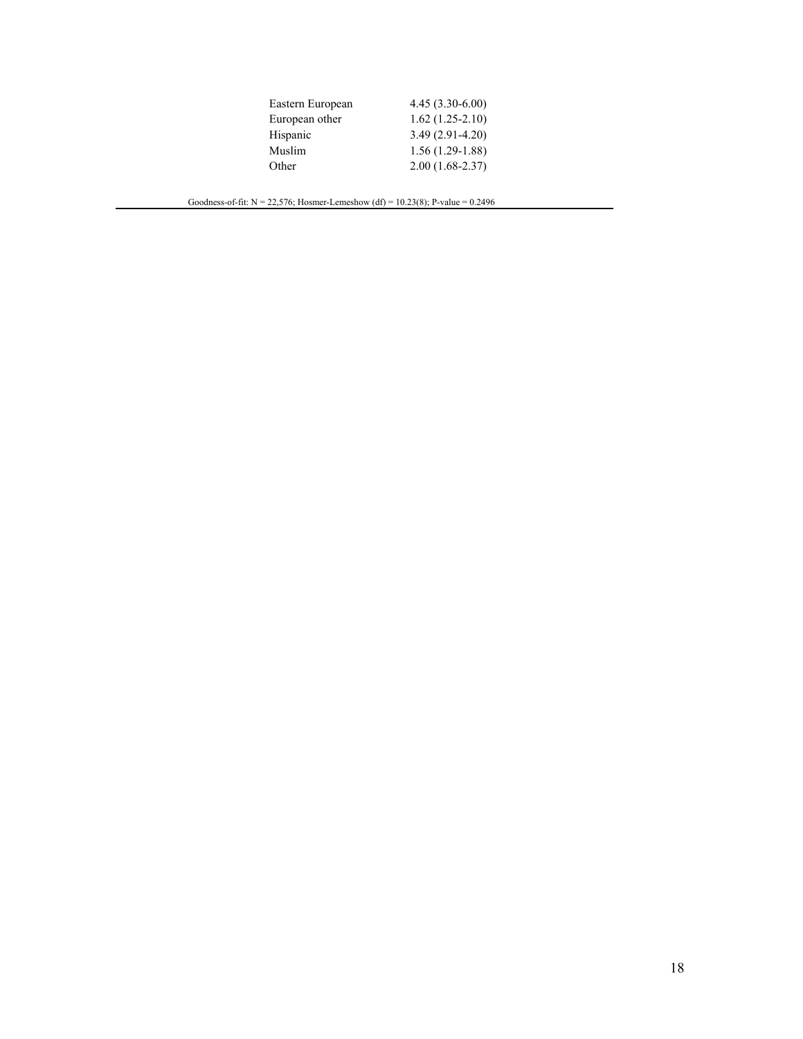| | |
|---|---|
| Eastern European | 4.45 (3.30-6.00) |
| European other | 1.62 (1.25-2.10) |
| Hispanic | 3.49 (2.91-4.20) |
| Muslim | 1.56 (1.29-1.88) |
| Other | 2.00 (1.68-2.37) |

Goodness-of-fit: N = 22,576; Hosmer-Lemeshow (df) = 10.23(8); P-value = 0.2496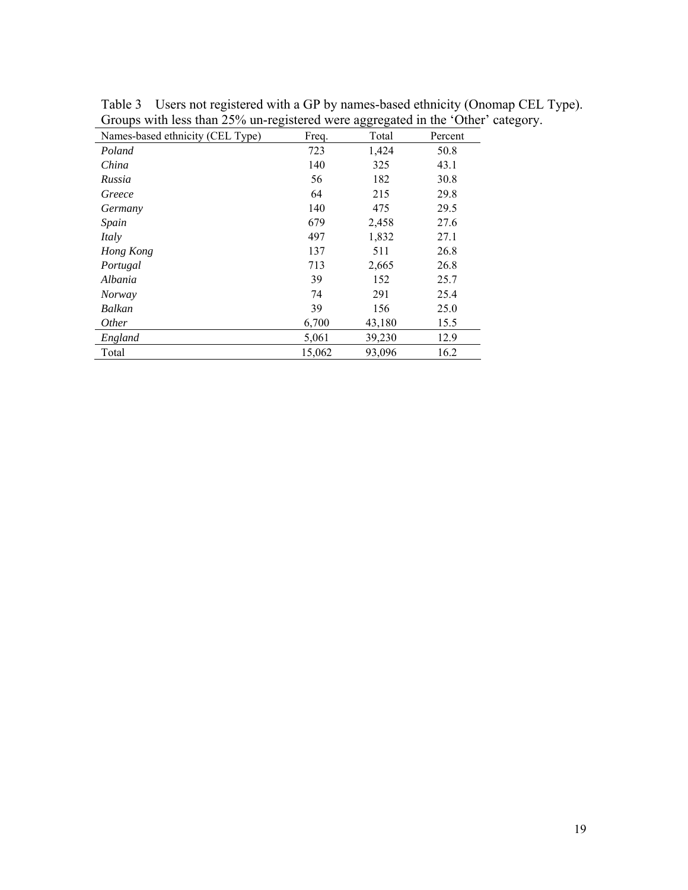Table 3 Users not registered with a GP by names-based ethnicity (Onomap CEL Type). Groups with less than 25% un-registered were aggregated in the 'Other' category.

| Names-based ethnicity (CEL Type) | Freq. | Total | Percent |
|---|---|---|---|
| *Poland* | 723 | 1,424 | 50.8 |
| *China* | 140 | 325 | 43.1 |
| *Russia* | 56 | 182 | 30.8 |
| *Greece* | 64 | 215 | 29.8 |
| *Germany* | 140 | 475 | 29.5 |
| *Spain* | 679 | 2,458 | 27.6 |
| *Italy* | 497 | 1,832 | 27.1 |
| *Hong Kong* | 137 | 511 | 26.8 |
| *Portugal* | 713 | 2,665 | 26.8 |
| *Albania* | 39 | 152 | 25.7 |
| *Norway* | 74 | 291 | 25.4 |
| *Balkan* | 39 | 156 | 25.0 |
| *Other* | 6,700 | 43,180 | 15.5 |
| *England* | 5,061 | 39,230 | 12.9 |
| Total | 15,062 | 93,096 | 16.2 |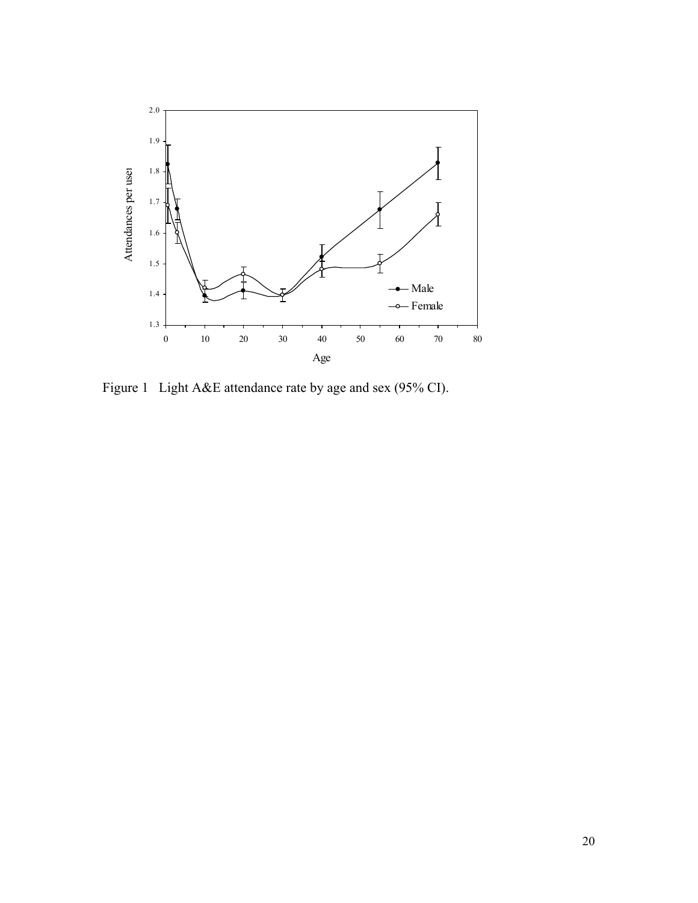Figure 1 Light A&E attendance rate by age and sex (95% CI).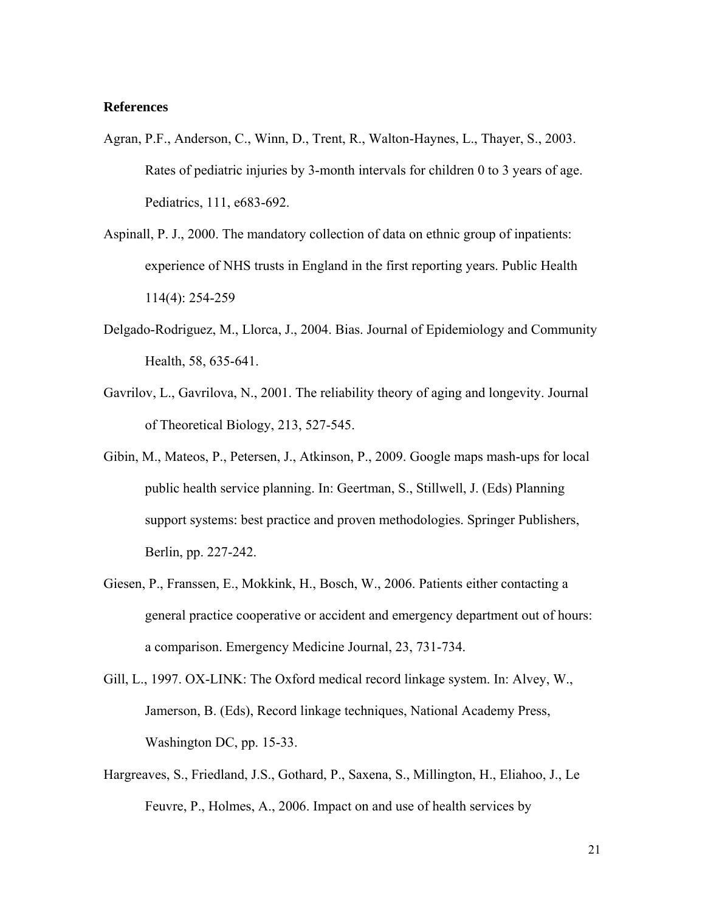**References**

Agran, P.F., Anderson, C., Winn, D., Trent, R., Walton-Haynes, L., Thayer, S., 2003. Rates of pediatric injuries by 3-month intervals for children 0 to 3 years of age. Pediatrics, 111, e683-692.

Aspinall, P. J., 2000. The mandatory collection of data on ethnic group of inpatients: experience of NHS trusts in England in the first reporting years. Public Health 114(4): 254-259

Delgado-Rodriguez, M., Llorca, J., 2004. Bias. Journal of Epidemiology and Community Health, 58, 635-641.

Gavrilov, L., Gavrilova, N., 2001. The reliability theory of aging and longevity. Journal of Theoretical Biology, 213, 527-545.

Gibin, M., Mateos, P., Petersen, J., Atkinson, P., 2009. Google maps mash-ups for local public health service planning. In: Geertman, S., Stillwell, J. (Eds) Planning support systems: best practice and proven methodologies. Springer Publishers, Berlin, pp. 227-242.

Giesen, P., Franssen, E., Mokkink, H., Bosch, W., 2006. Patients either contacting a general practice cooperative or accident and emergency department out of hours: a comparison. Emergency Medicine Journal, 23, 731-734.

Gill, L., 1997. OX-LINK: The Oxford medical record linkage system. In: Alvey, W., Jamerson, B. (Eds), Record linkage techniques, National Academy Press, Washington DC, pp. 15-33.

Hargreaves, S., Friedland, J.S., Gothard, P., Saxena, S., Millington, H., Eliahoo, J., Le Feuvre, P., Holmes, A., 2006. Impact on and use of health services by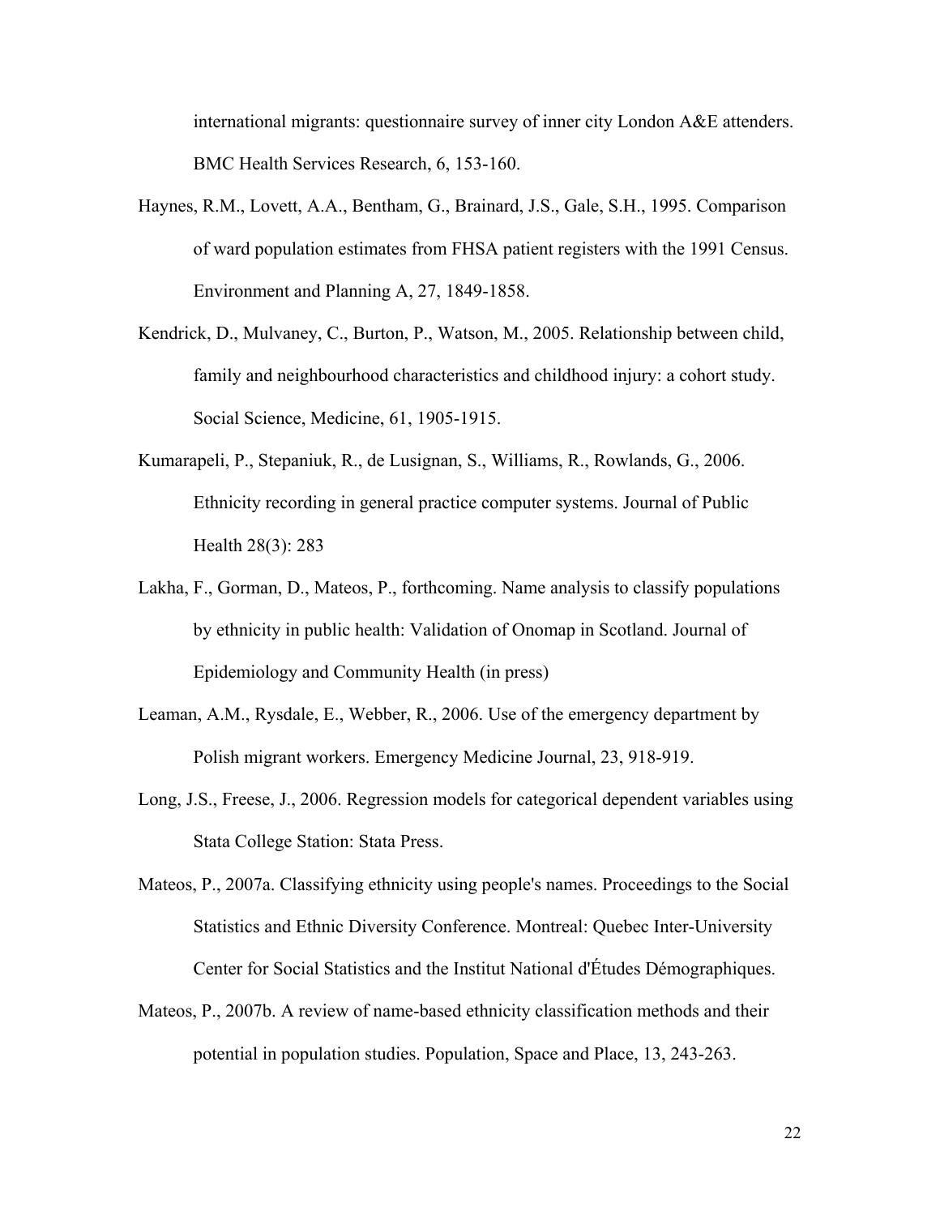international migrants: questionnaire survey of inner city London A&E attenders. BMC Health Services Research, 6, 153-160.

Haynes, R.M., Lovett, A.A., Bentham, G., Brainard, J.S., Gale, S.H., 1995. Comparison of ward population estimates from FHSA patient registers with the 1991 Census. Environment and Planning A, 27, 1849-1858.

Kendrick, D., Mulvaney, C., Burton, P., Watson, M., 2005. Relationship between child, family and neighbourhood characteristics and childhood injury: a cohort study. Social Science, Medicine, 61, 1905-1915.

Kumarapeli, P., Stepaniuk, R., de Lusignan, S., Williams, R., Rowlands, G., 2006. Ethnicity recording in general practice computer systems. Journal of Public Health 28(3): 283

Lakha, F., Gorman, D., Mateos, P., forthcoming. Name analysis to classify populations by ethnicity in public health: Validation of Onomap in Scotland. Journal of Epidemiology and Community Health (in press)

Leaman, A.M., Rysdale, E., Webber, R., 2006. Use of the emergency department by Polish migrant workers. Emergency Medicine Journal, 23, 918-919.

Long, J.S., Freese, J., 2006. Regression models for categorical dependent variables using Stata College Station: Stata Press.

Mateos, P., 2007a. Classifying ethnicity using people's names. Proceedings to the Social Statistics and Ethnic Diversity Conference. Montreal: Quebec Inter-University Center for Social Statistics and the Institut National d'Études Démographiques.

Mateos, P., 2007b. A review of name-based ethnicity classification methods and their potential in population studies. Population, Space and Place, 13, 243-263.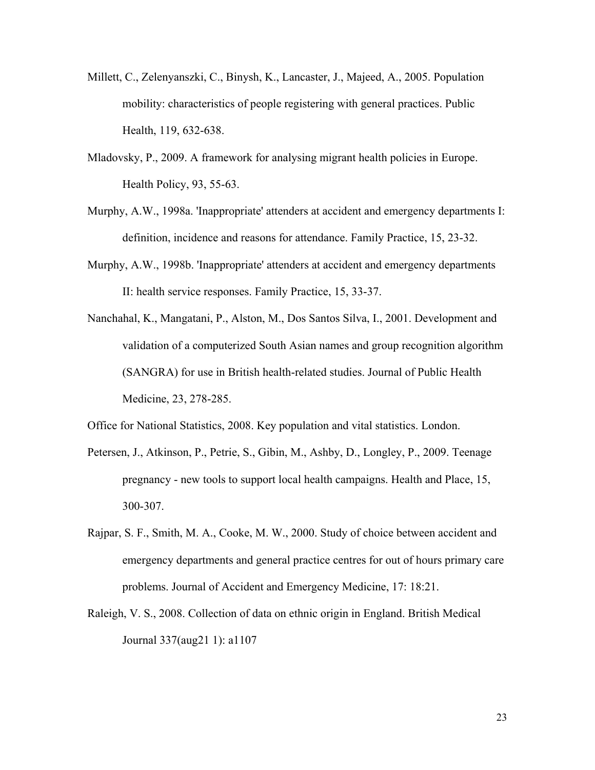Millett, C., Zelenyanszki, C., Binysh, K., Lancaster, J., Majeed, A., 2005. Population mobility: characteristics of people registering with general practices. Public Health, 119, 632-638.

Mladovsky, P., 2009. A framework for analysing migrant health policies in Europe. Health Policy, 93, 55-63.

Murphy, A.W., 1998a. 'Inappropriate' attenders at accident and emergency departments I: definition, incidence and reasons for attendance. Family Practice, 15, 23-32.

Murphy, A.W., 1998b. 'Inappropriate' attenders at accident and emergency departments II: health service responses. Family Practice, 15, 33-37.

Nanchahal, K., Mangatani, P., Alston, M., Dos Santos Silva, I., 2001. Development and validation of a computerized South Asian names and group recognition algorithm (SANGRA) for use in British health-related studies. Journal of Public Health Medicine, 23, 278-285.

Office for National Statistics, 2008. Key population and vital statistics. London.

Petersen, J., Atkinson, P., Petrie, S., Gibin, M., Ashby, D., Longley, P., 2009. Teenage pregnancy - new tools to support local health campaigns. Health and Place, 15, 300-307.

Rajpar, S. F., Smith, M. A., Cooke, M. W., 2000. Study of choice between accident and emergency departments and general practice centres for out of hours primary care problems. Journal of Accident and Emergency Medicine, 17: 18:21.

Raleigh, V. S., 2008. Collection of data on ethnic origin in England. British Medical Journal 337(aug21 1): a1107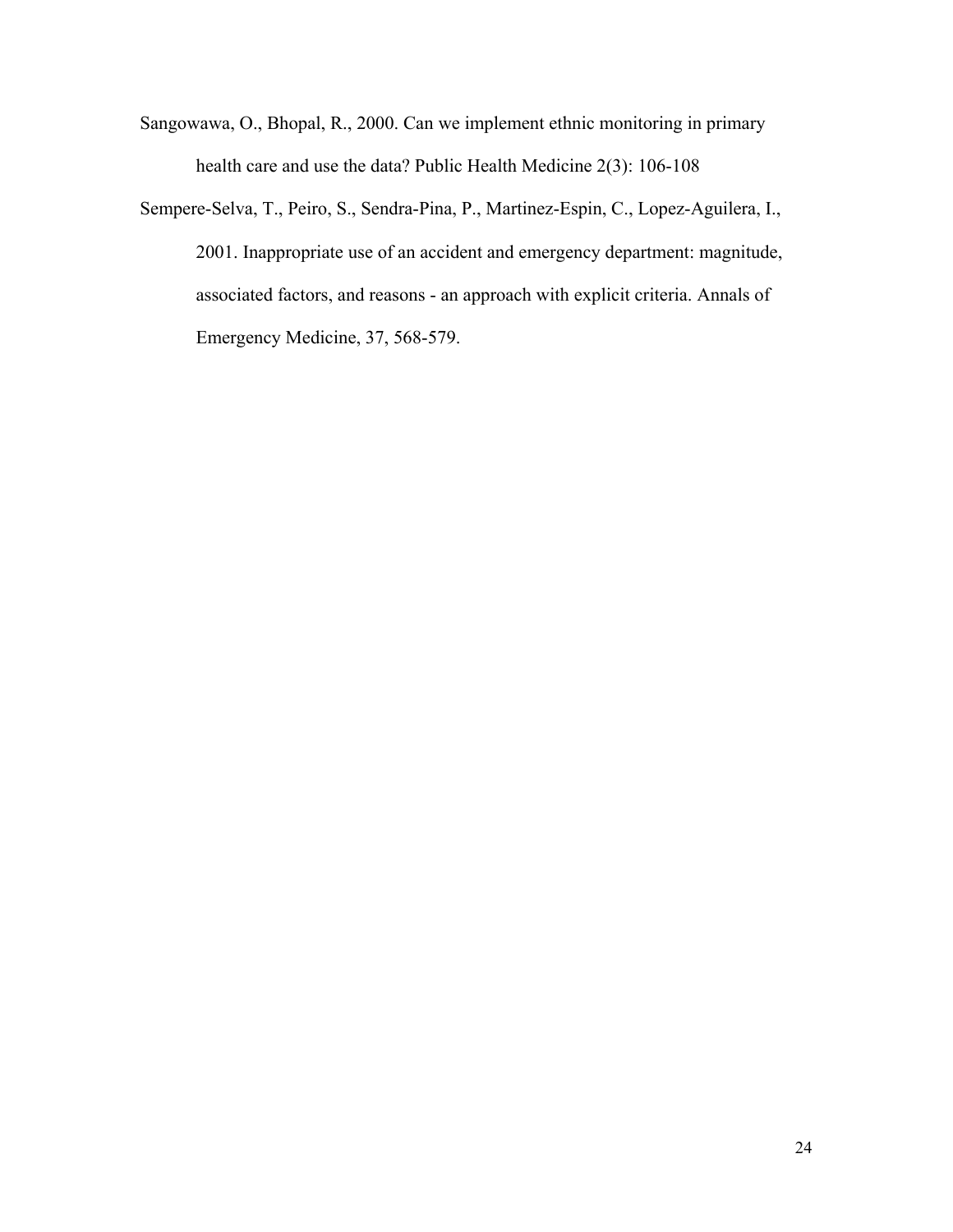Sangowawa, O., Bhopal, R., 2000. Can we implement ethnic monitoring in primary health care and use the data? Public Health Medicine 2(3): 106-108

Sempere-Selva, T., Peiro, S., Sendra-Pina, P., Martinez-Espin, C., Lopez-Aguilera, I., 2001. Inappropriate use of an accident and emergency department: magnitude, associated factors, and reasons - an approach with explicit criteria. Annals of Emergency Medicine, 37, 568-579.